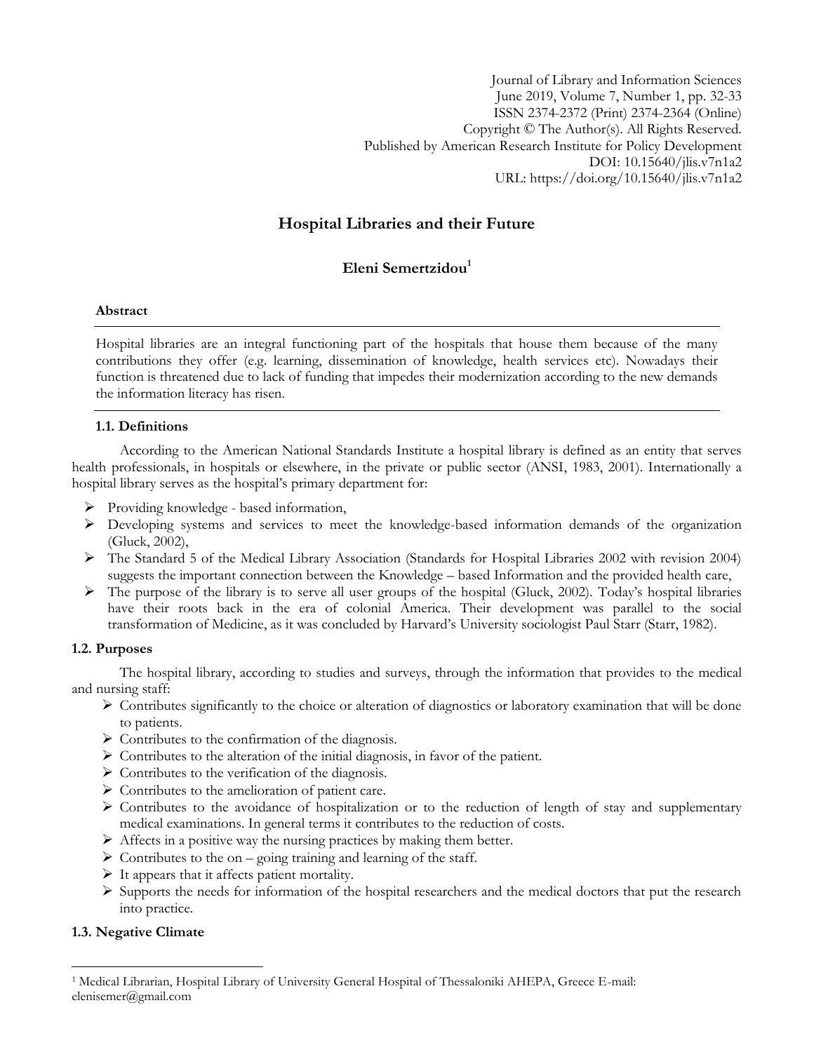# Hospital Libraries and their Future

**Eleni Semertzidou**[1]

**Abstract**

Hospital libraries are an integral functioning part of the hospitals that house them because of the many contributions they offer (e.g. learning, dissemination of knowledge, health services etc). Nowadays their function is threatened due to lack of funding that impedes their modernization according to the new demands the information literacy has risen.

### 1.1. Definitions

According to the American National Standards Institute a hospital library is defined as an entity that serves health professionals, in hospitals or elsewhere, in the private or public sector (ANSI, 1983, 2001). Internationally a hospital library serves as the hospital's primary department for:

- Providing knowledge - based information,
- Developing systems and services to meet the knowledge-based information demands of the organization (Gluck, 2002),
- The Standard 5 of the Medical Library Association (Standards for Hospital Libraries 2002 with revision 2004) suggests the important connection between the Knowledge – based Information and the provided health care,
- The purpose of the library is to serve all user groups of the hospital (Gluck, 2002). Today's hospital libraries have their roots back in the era of colonial America. Their development was parallel to the social transformation of Medicine, as it was concluded by Harvard's University sociologist Paul Starr (Starr, 1982).

### 1.2. Purposes

The hospital library, according to studies and surveys, through the information that provides to the medical and nursing staff:

- Contributes significantly to the choice or alteration of diagnostics or laboratory examination that will be done to patients.
- Contributes to the confirmation of the diagnosis.
- Contributes to the alteration of the initial diagnosis, in favor of the patient.
- Contributes to the verification of the diagnosis.
- Contributes to the amelioration of patient care.
- Contributes to the avoidance of hospitalization or to the reduction of length of stay and supplementary medical examinations. In general terms it contributes to the reduction of costs.
- Affects in a positive way the nursing practices by making them better.
- Contributes to the on – going training and learning of the staff.
- It appears that it affects patient mortality.
- Supports the needs for information of the hospital researchers and the medical doctors that put the research into practice.

### 1.3. Negative Climate

---

[1] Medical Librarian, Hospital Library of University General Hospital of Thessaloniki AHEPA, Greece E-mail: elenisemer@gmail.com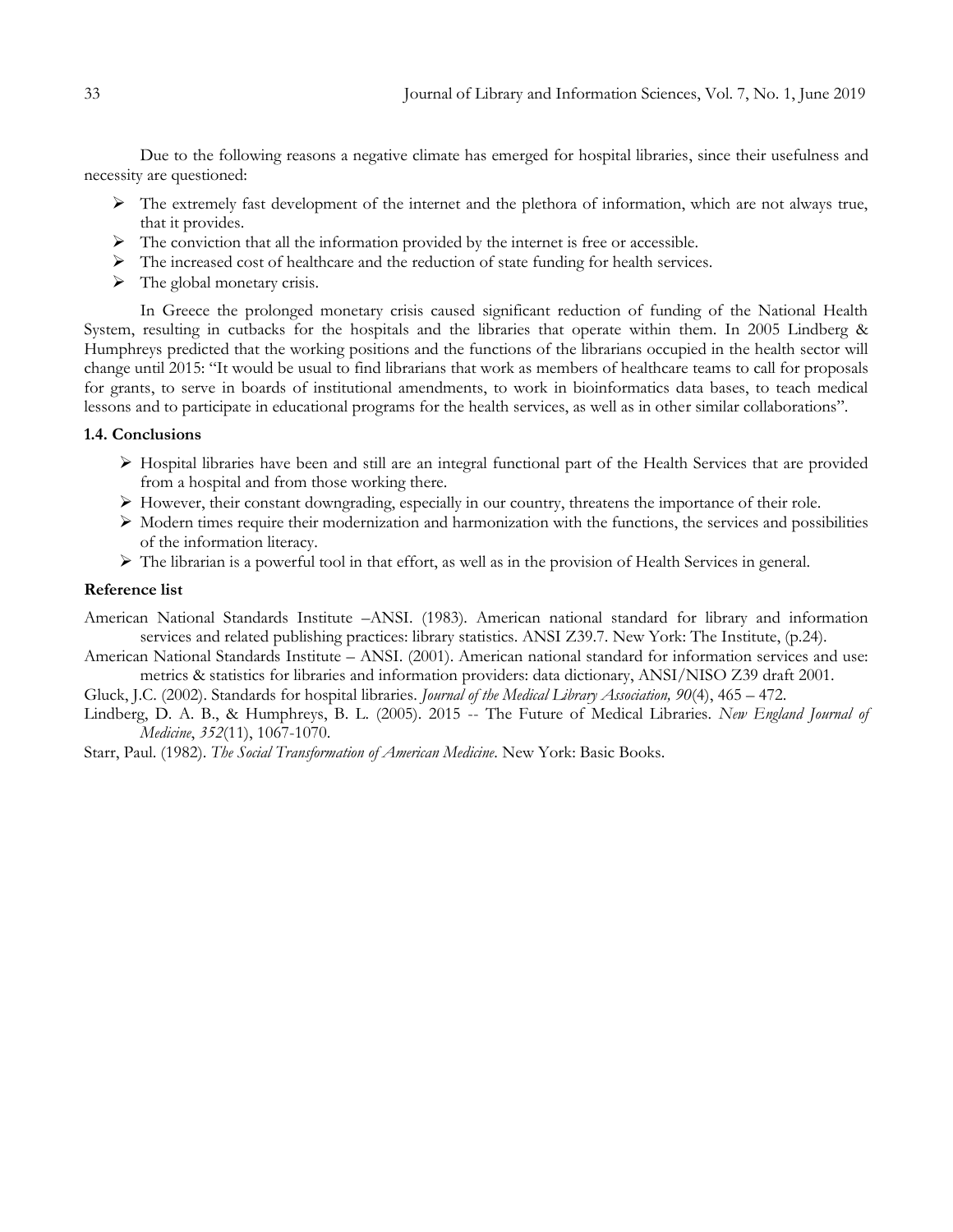Due to the following reasons a negative climate has emerged for hospital libraries, since their usefulness and necessity are questioned:

- The extremely fast development of the internet and the plethora of information, which are not always true, that it provides.
- The conviction that all the information provided by the internet is free or accessible.
- The increased cost of healthcare and the reduction of state funding for health services.
- The global monetary crisis.

In Greece the prolonged monetary crisis caused significant reduction of funding of the National Health System, resulting in cutbacks for the hospitals and the libraries that operate within them. In 2005 Lindberg & Humphreys predicted that the working positions and the functions of the librarians occupied in the health sector will change until 2015: "It would be usual to find librarians that work as members of healthcare teams to call for proposals for grants, to serve in boards of institutional amendments, to work in bioinformatics data bases, to teach medical lessons and to participate in educational programs for the health services, as well as in other similar collaborations".

### 1.4. Conclusions

- Hospital libraries have been and still are an integral functional part of the Health Services that are provided from a hospital and from those working there.
- However, their constant downgrading, especially in our country, threatens the importance of their role.
- Modern times require their modernization and harmonization with the functions, the services and possibilities of the information literacy.
- The librarian is a powerful tool in that effort, as well as in the provision of Health Services in general.

### Reference list

American National Standards Institute –ANSI. (1983). American national standard for library and information services and related publishing practices: library statistics. ANSI Z39.7. New York: The Institute, (p.24).

American National Standards Institute – ANSI. (2001). American national standard for information services and use: metrics & statistics for libraries and information providers: data dictionary, ANSI/NISO Z39 draft 2001.

Gluck, J.C. (2002). Standards for hospital libraries. *Journal of the Medical Library Association, 90*(4), 465 – 472.

Lindberg, D. A. B., & Humphreys, B. L. (2005). 2015 -- The Future of Medical Libraries. *New England Journal of Medicine*, *352*(11), 1067-1070.

Starr, Paul. (1982). *The Social Transformation of American Medicine.* New York: Basic Books.